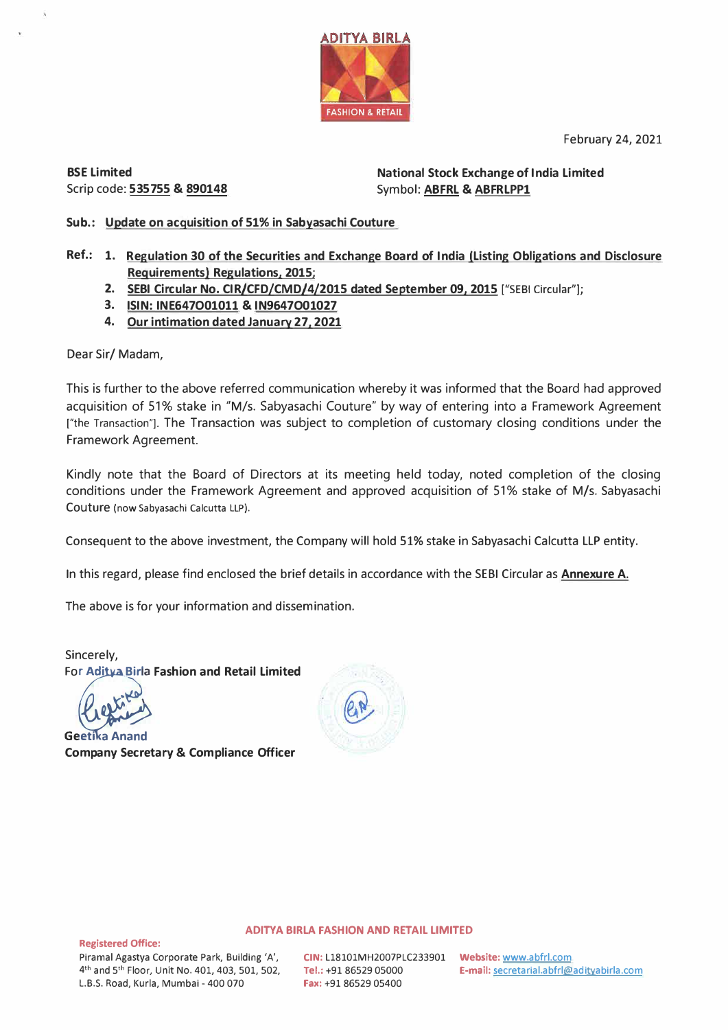February 24, 2021

**BSE Limited**
Scrip code: **535755** & **890148**

**National Stock Exchange of India Limited**
Symbol: **ABFRL** & **ABFRLPP1**

**Sub.: Update on acquisition of 51% in Sabyasachi Couture**

**Ref.:**
1. **Regulation 30 of the Securities and Exchange Board of India (Listing Obligations and Disclosure Requirements) Regulations, 2015;**
2. **SEBI Circular No. CIR/CFD/CMD/4/2015 dated September 09, 2015** ["SEBI Circular"];
3. **ISIN: INE647O01011 & IN9647O01027**
4. **Our intimation dated January 27, 2021**

Dear Sir/ Madam,

This is further to the above referred communication whereby it was informed that the Board had approved acquisition of 51% stake in "M/s. Sabyasachi Couture" by way of entering into a Framework Agreement ["the Transaction"]. The Transaction was subject to completion of customary closing conditions under the Framework Agreement.

Kindly note that the Board of Directors at its meeting held today, noted completion of the closing conditions under the Framework Agreement and approved acquisition of 51% stake of M/s. Sabyasachi Couture (now Sabyasachi Calcutta LLP).

Consequent to the above investment, the Company will hold 51% stake in Sabyasachi Calcutta LLP entity.

In this regard, please find enclosed the brief details in accordance with the SEBI Circular as **Annexure A**.

The above is for your information and dissemination.

Sincerely,
For **Aditya Birla Fashion and Retail Limited**

**Geetika Anand**
**Company Secretary & Compliance Officer**

**ADITYA BIRLA FASHION AND RETAIL LIMITED**

**Registered Office:**
Piramal Agastya Corporate Park, Building 'A', 4th and 5th Floor, Unit No. 401, 403, 501, 502, L.B.S. Road, Kurla, Mumbai - 400 070

**CIN:** L18101MH2007PLC233901
**Tel.:** +91 86529 05000
**Fax:** +91 86529 05400

**Website:** www.abfrl.com
**E-mail:** secretarial.abfrl@adityabirla.com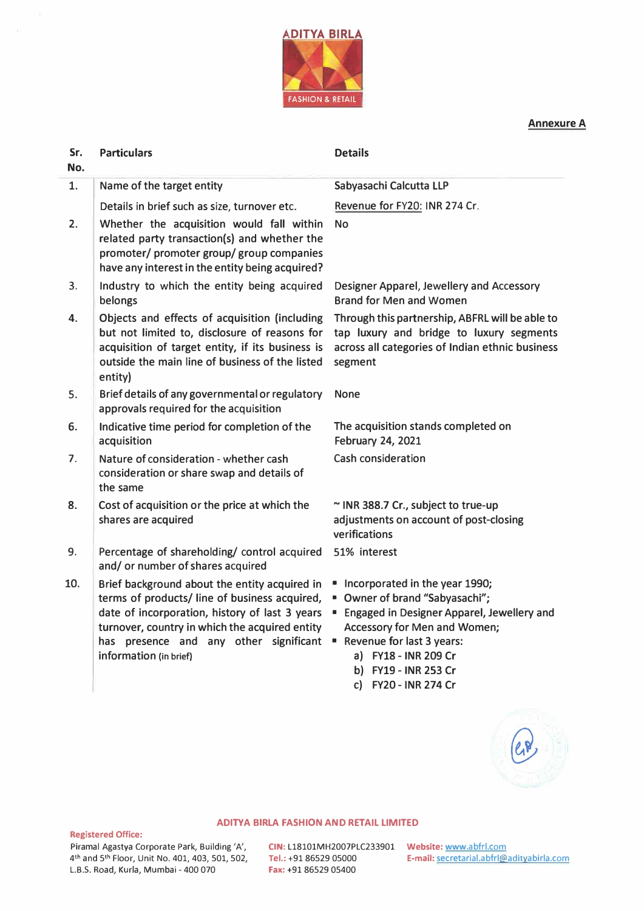**Annexure A**

| Sr. No. | Particulars | Details |
|---|---|---|
| 1. | Name of the target entity | Sabyasachi Calcutta LLP |
| | Details in brief such as size, turnover etc. | Revenue for FY20: INR 274 Cr. |
| 2. | Whether the acquisition would fall within related party transaction(s) and whether the promoter/ promoter group/ group companies have any interest in the entity being acquired? | No |
| 3. | Industry to which the entity being acquired belongs | Designer Apparel, Jewellery and Accessory Brand for Men and Women |
| 4. | Objects and effects of acquisition (including but not limited to, disclosure of reasons for acquisition of target entity, if its business is outside the main line of business of the listed entity) | Through this partnership, ABFRL will be able to tap luxury and bridge to luxury segments across all categories of Indian ethnic business segment |
| 5. | Brief details of any governmental or regulatory approvals required for the acquisition | None |
| 6. | Indicative time period for completion of the acquisition | The acquisition stands completed on February 24, 2021 |
| 7. | Nature of consideration - whether cash consideration or share swap and details of the same | Cash consideration |
| 8. | Cost of acquisition or the price at which the shares are acquired | ~ INR 388.7 Cr., subject to true-up adjustments on account of post-closing verifications |
| 9. | Percentage of shareholding/ control acquired and/ or number of shares acquired | 51% interest |
| 10. | Brief background about the entity acquired in terms of products/ line of business acquired, date of incorporation, history of last 3 years turnover, country in which the acquired entity has presence and any other significant information (in brief) | ▪ Incorporated in the year 1990;<br>▪ Owner of brand "Sabyasachi";<br>▪ Engaged in Designer Apparel, Jewellery and Accessory for Men and Women;<br>▪ Revenue for last 3 years:<br>a) FY18 - INR 209 Cr<br>b) FY19 - INR 253 Cr<br>c) FY20 - INR 274 Cr |

**ADITYA BIRLA FASHION AND RETAIL LIMITED**

Registered Office:
Piramal Agastya Corporate Park, Building 'A', 4th and 5th Floor, Unit No. 401, 403, 501, 502, L.B.S. Road, Kurla, Mumbai - 400 070

CIN: L18101MH2007PLC233901
Tel.: +91 86529 05000
Fax: +91 86529 05400

Website: www.abfrl.com
E-mail: secretarial.abfrl@adityabirla.com